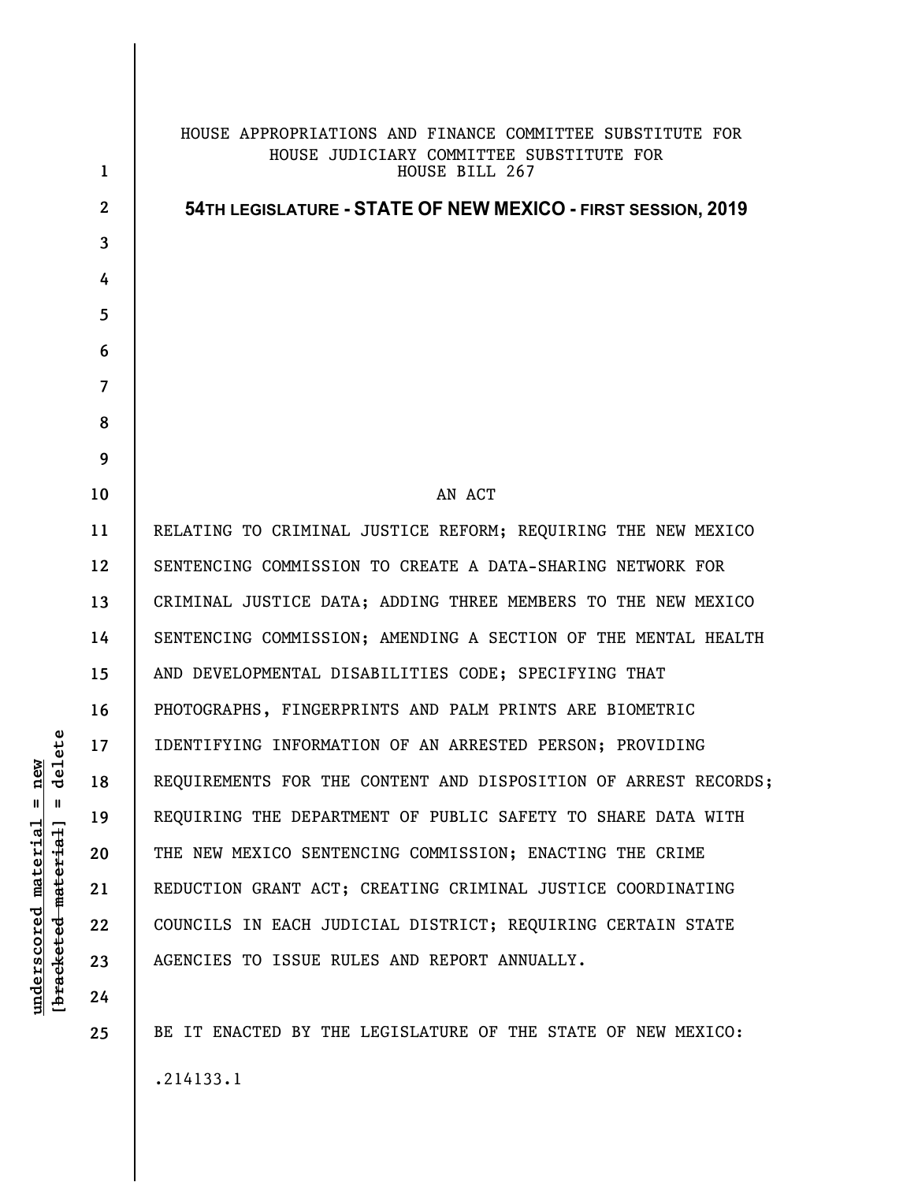HOUSE APPROPRIATIONS AND FINANCE COMMITTEE SUBSTITUTE FOR
HOUSE JUDICIARY COMMITTEE SUBSTITUTE FOR
HOUSE BILL 267

**54TH LEGISLATURE - STATE OF NEW MEXICO - FIRST SESSION, 2019**

AN ACT

RELATING TO CRIMINAL JUSTICE REFORM; REQUIRING THE NEW MEXICO SENTENCING COMMISSION TO CREATE A DATA-SHARING NETWORK FOR CRIMINAL JUSTICE DATA; ADDING THREE MEMBERS TO THE NEW MEXICO SENTENCING COMMISSION; AMENDING A SECTION OF THE MENTAL HEALTH AND DEVELOPMENTAL DISABILITIES CODE; SPECIFYING THAT PHOTOGRAPHS, FINGERPRINTS AND PALM PRINTS ARE BIOMETRIC IDENTIFYING INFORMATION OF AN ARRESTED PERSON; PROVIDING REQUIREMENTS FOR THE CONTENT AND DISPOSITION OF ARREST RECORDS; REQUIRING THE DEPARTMENT OF PUBLIC SAFETY TO SHARE DATA WITH THE NEW MEXICO SENTENCING COMMISSION; ENACTING THE CRIME REDUCTION GRANT ACT; CREATING CRIMINAL JUSTICE COORDINATING COUNCILS IN EACH JUDICIAL DISTRICT; REQUIRING CERTAIN STATE AGENCIES TO ISSUE RULES AND REPORT ANNUALLY.

BE IT ENACTED BY THE LEGISLATURE OF THE STATE OF NEW MEXICO:

.214133.1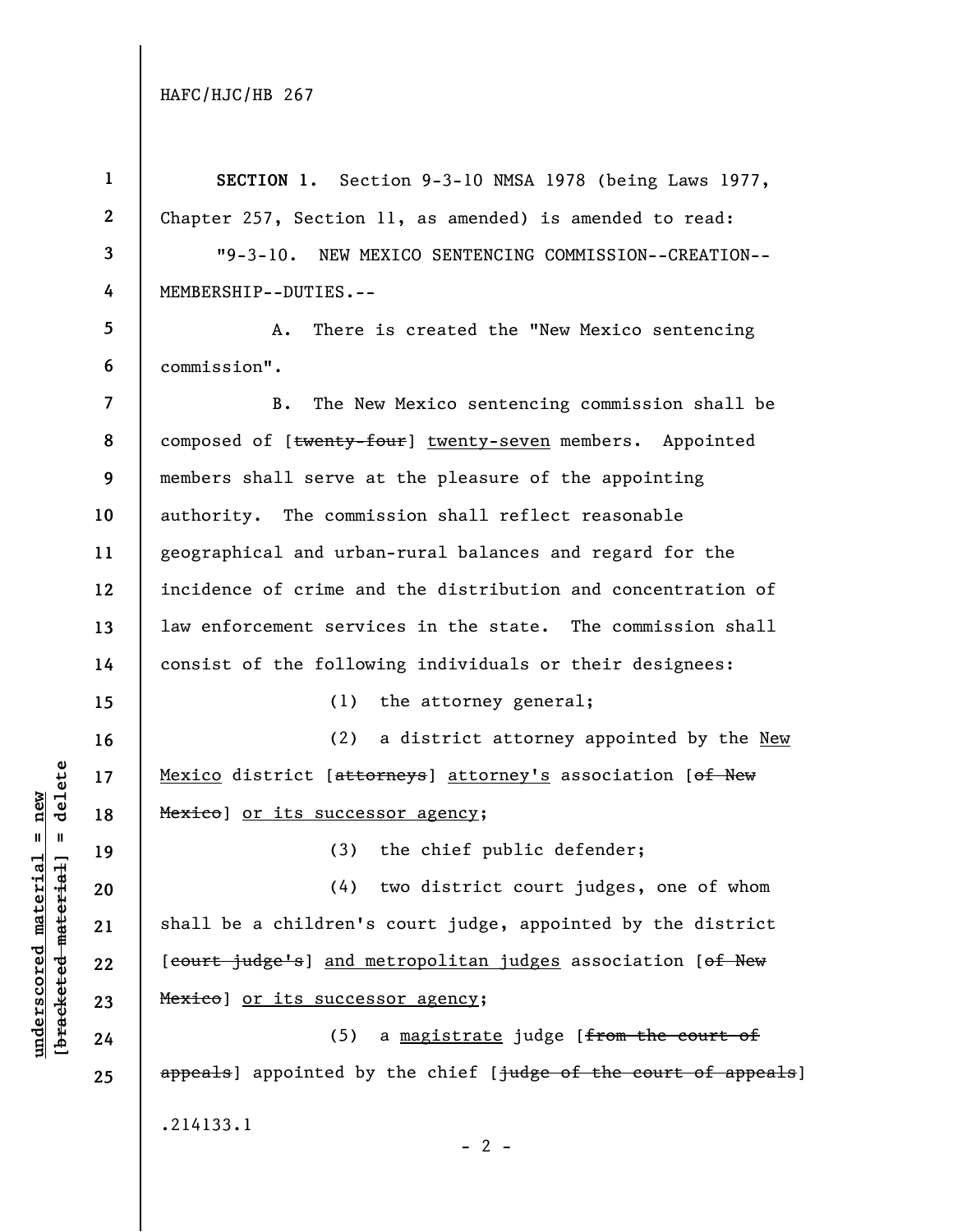HAFC/HJC/HB 267

**SECTION 1.** Section 9-3-10 NMSA 1978 (being Laws 1977, Chapter 257, Section 11, as amended) is amended to read:

"9-3-10. NEW MEXICO SENTENCING COMMISSION--CREATION--MEMBERSHIP--DUTIES.--

A. There is created the "New Mexico sentencing commission".

B. The New Mexico sentencing commission shall be composed of [~~twenty-four~~] <u>twenty-seven</u> members. Appointed members shall serve at the pleasure of the appointing authority. The commission shall reflect reasonable geographical and urban-rural balances and regard for the incidence of crime and the distribution and concentration of law enforcement services in the state. The commission shall consist of the following individuals or their designees:

(1) the attorney general;

(2) a district attorney appointed by the <u>New Mexico</u> district [~~attorneys~~] <u>attorney's</u> association [~~of New Mexico~~] <u>or its successor agency</u>;

(3) the chief public defender;

(4) two district court judges, one of whom shall be a children's court judge, appointed by the district [~~court judge's~~] <u>and metropolitan judges</u> association [~~of New Mexico~~] <u>or its successor agency</u>;

(5) a <u>magistrate</u> judge [~~from the court of appeals~~] appointed by the chief [~~judge of the court of appeals~~]

.214133.1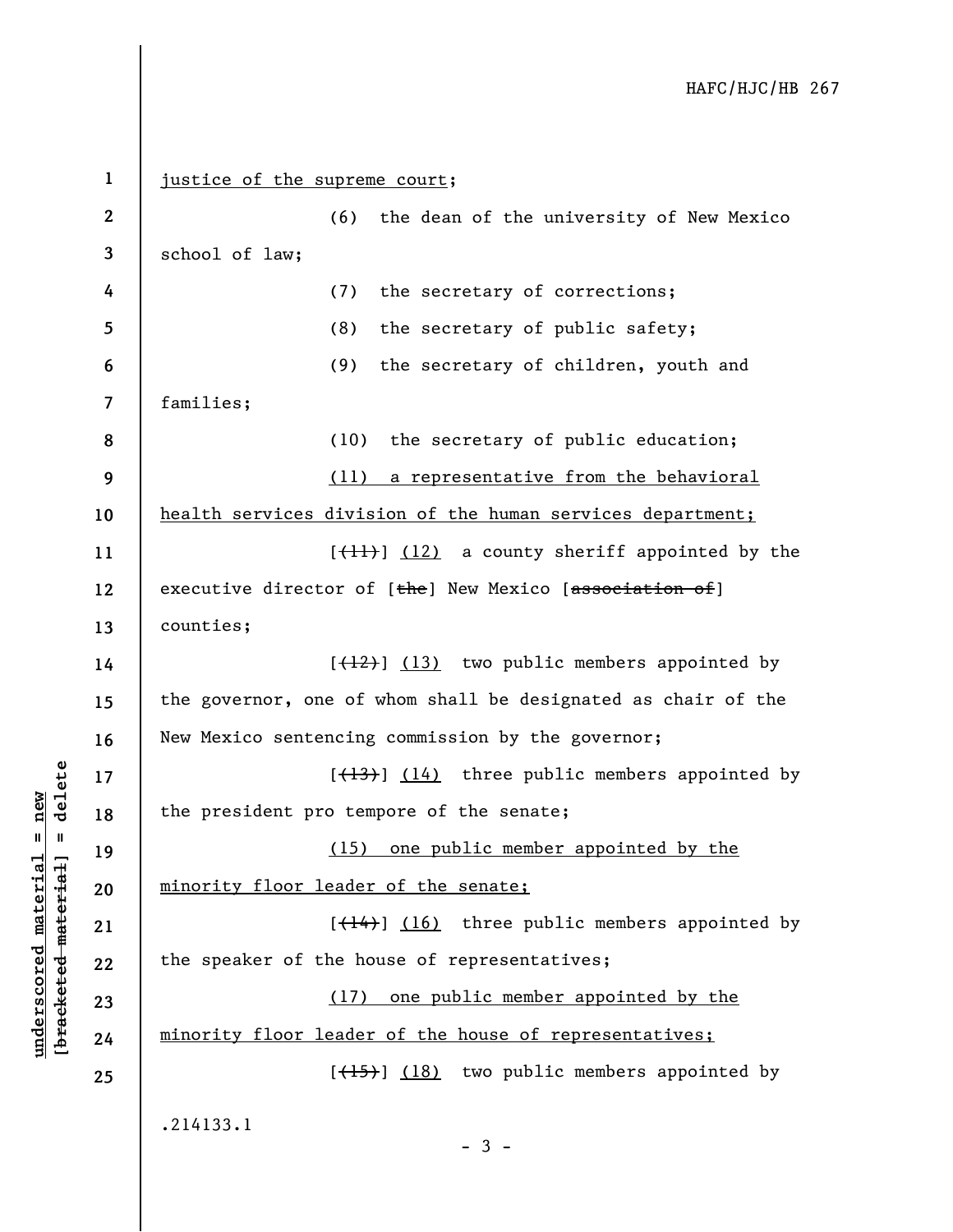justice of the supreme court;

(6) the dean of the university of New Mexico school of law;

(7) the secretary of corrections;

(8) the secretary of public safety;

(9) the secretary of children, youth and families;

(10) the secretary of public education;

(11) a representative from the behavioral health services division of the human services department;

[~~(11)~~] (12) a county sheriff appointed by the executive director of [~~the~~] New Mexico [~~association of~~] counties;

[~~(12)~~] (13) two public members appointed by the governor, one of whom shall be designated as chair of the New Mexico sentencing commission by the governor;

[~~(13)~~] (14) three public members appointed by the president pro tempore of the senate;

(15) one public member appointed by the minority floor leader of the senate;

[~~(14)~~] (16) three public members appointed by the speaker of the house of representatives;

(17) one public member appointed by the minority floor leader of the house of representatives;

[~~(15)~~] (18) two public members appointed by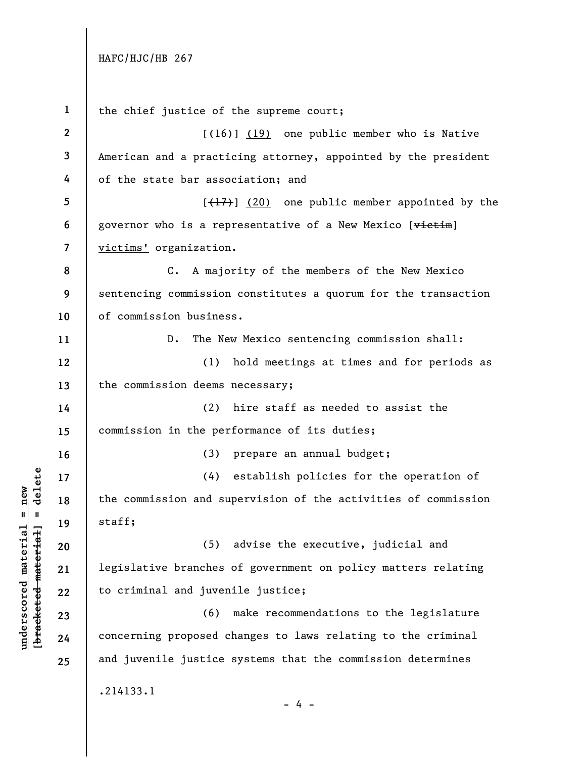the chief justice of the supreme court;

[~~(16)~~] <u>(19)</u> one public member who is Native American and a practicing attorney, appointed by the president of the state bar association; and

[~~(17)~~] <u>(20)</u> one public member appointed by the governor who is a representative of a New Mexico [~~victim~~] <u>victims'</u> organization.

C. A majority of the members of the New Mexico sentencing commission constitutes a quorum for the transaction of commission business.

D. The New Mexico sentencing commission shall:

(1) hold meetings at times and for periods as the commission deems necessary;

(2) hire staff as needed to assist the commission in the performance of its duties;

(3) prepare an annual budget;

(4) establish policies for the operation of the commission and supervision of the activities of commission staff;

(5) advise the executive, judicial and legislative branches of government on policy matters relating to criminal and juvenile justice;

(6) make recommendations to the legislature concerning proposed changes to laws relating to the criminal and juvenile justice systems that the commission determines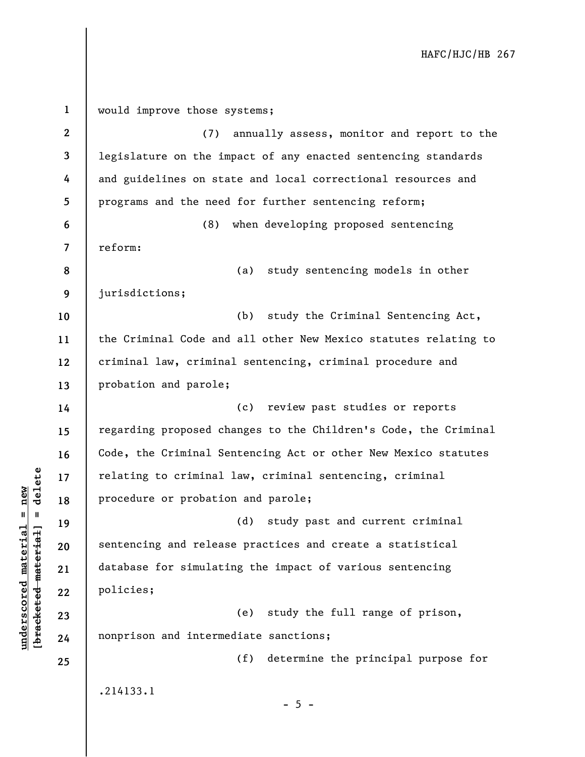would improve those systems;

(7) annually assess, monitor and report to the legislature on the impact of any enacted sentencing standards and guidelines on state and local correctional resources and programs and the need for further sentencing reform;

(8) when developing proposed sentencing reform:

(a) study sentencing models in other jurisdictions;

(b) study the Criminal Sentencing Act, the Criminal Code and all other New Mexico statutes relating to criminal law, criminal sentencing, criminal procedure and probation and parole;

(c) review past studies or reports regarding proposed changes to the Children's Code, the Criminal Code, the Criminal Sentencing Act or other New Mexico statutes relating to criminal law, criminal sentencing, criminal procedure or probation and parole;

(d) study past and current criminal sentencing and release practices and create a statistical database for simulating the impact of various sentencing policies;

(e) study the full range of prison, nonprison and intermediate sanctions;

(f) determine the principal purpose for

.214133.1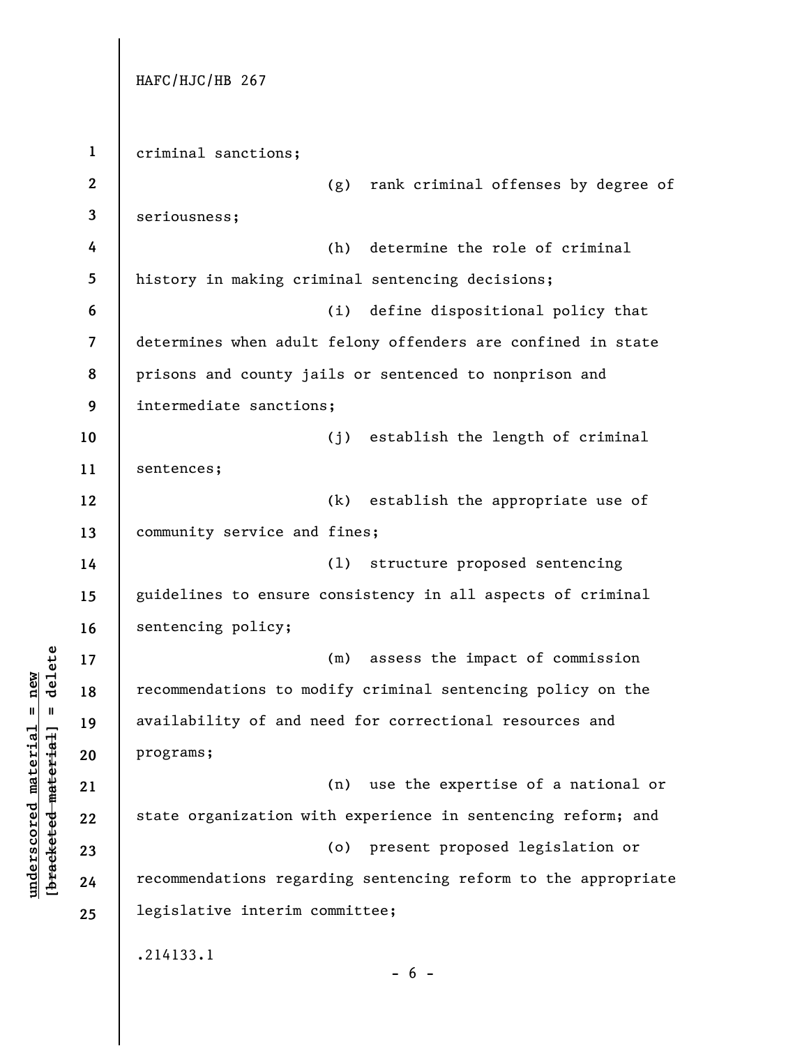criminal sanctions;

(g) rank criminal offenses by degree of seriousness;

(h) determine the role of criminal history in making criminal sentencing decisions;

(i) define dispositional policy that determines when adult felony offenders are confined in state prisons and county jails or sentenced to nonprison and intermediate sanctions;

(j) establish the length of criminal sentences;

(k) establish the appropriate use of community service and fines;

(l) structure proposed sentencing guidelines to ensure consistency in all aspects of criminal sentencing policy;

(m) assess the impact of commission recommendations to modify criminal sentencing policy on the availability of and need for correctional resources and programs;

(n) use the expertise of a national or state organization with experience in sentencing reform; and

(o) present proposed legislation or recommendations regarding sentencing reform to the appropriate legislative interim committee;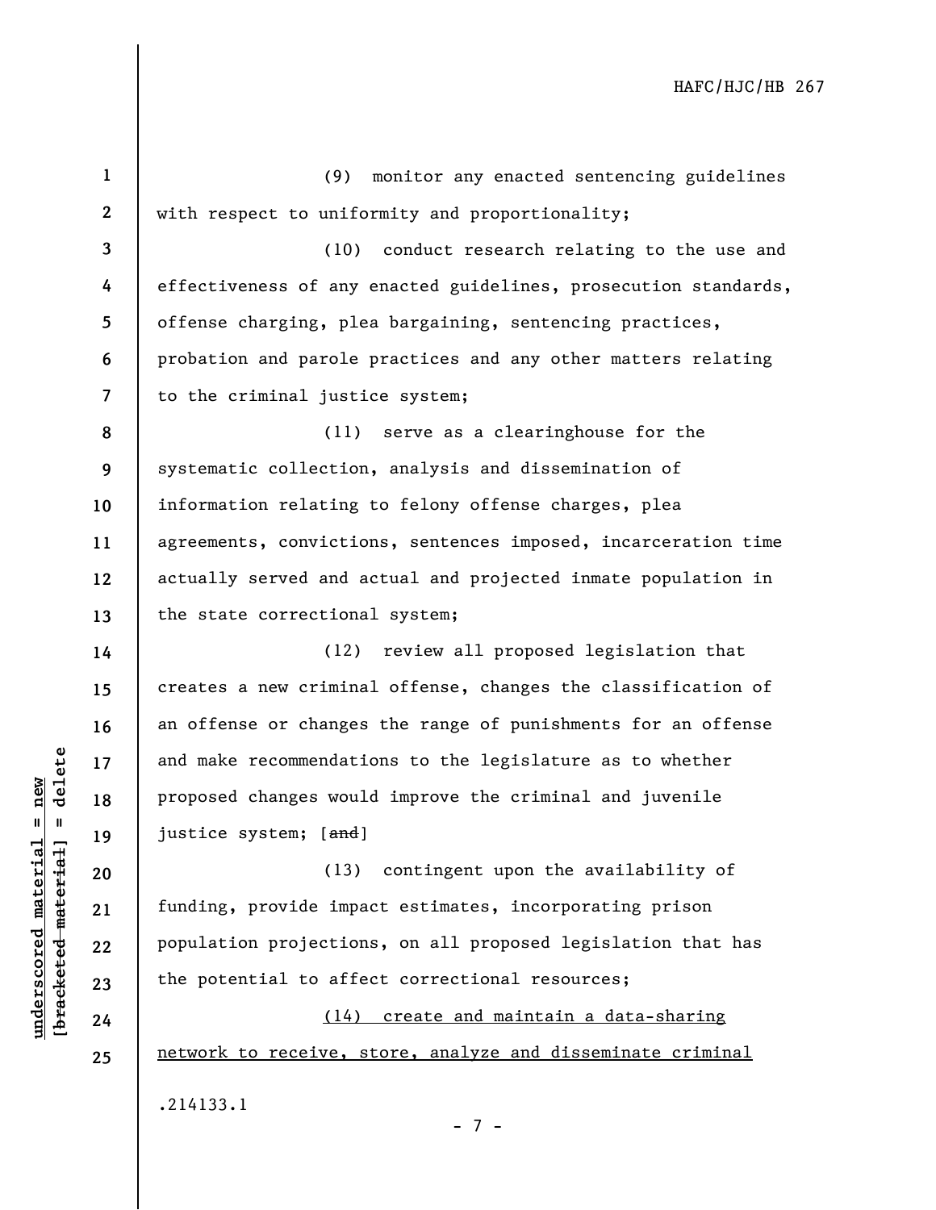(9) monitor any enacted sentencing guidelines with respect to uniformity and proportionality;

(10) conduct research relating to the use and effectiveness of any enacted guidelines, prosecution standards, offense charging, plea bargaining, sentencing practices, probation and parole practices and any other matters relating to the criminal justice system;

(11) serve as a clearinghouse for the systematic collection, analysis and dissemination of information relating to felony offense charges, plea agreements, convictions, sentences imposed, incarceration time actually served and actual and projected inmate population in the state correctional system;

(12) review all proposed legislation that creates a new criminal offense, changes the classification of an offense or changes the range of punishments for an offense and make recommendations to the legislature as to whether proposed changes would improve the criminal and juvenile justice system; [~~and~~]

(13) contingent upon the availability of funding, provide impact estimates, incorporating prison population projections, on all proposed legislation that has the potential to affect correctional resources;

<u>(14) create and maintain a data-sharing network to receive, store, analyze and disseminate criminal</u>

.214133.1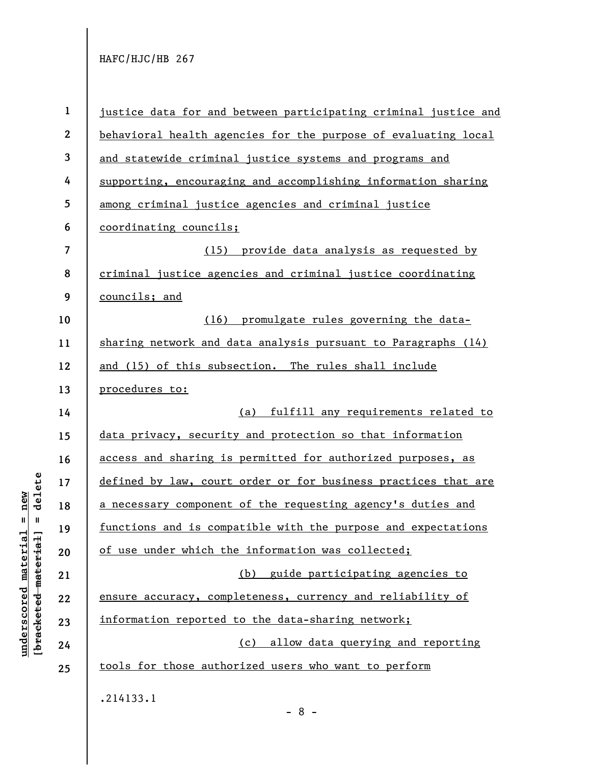justice data for and between participating criminal justice and behavioral health agencies for the purpose of evaluating local and statewide criminal justice systems and programs and supporting, encouraging and accomplishing information sharing among criminal justice agencies and criminal justice coordinating councils;

(15) provide data analysis as requested by criminal justice agencies and criminal justice coordinating councils; and

(16) promulgate rules governing the data-sharing network and data analysis pursuant to Paragraphs (14) and (15) of this subsection. The rules shall include procedures to:

(a) fulfill any requirements related to data privacy, security and protection so that information access and sharing is permitted for authorized purposes, as defined by law, court order or for business practices that are a necessary component of the requesting agency's duties and functions and is compatible with the purpose and expectations of use under which the information was collected;

(b) guide participating agencies to ensure accuracy, completeness, currency and reliability of information reported to the data-sharing network;

(c) allow data querying and reporting tools for those authorized users who want to perform

.214133.1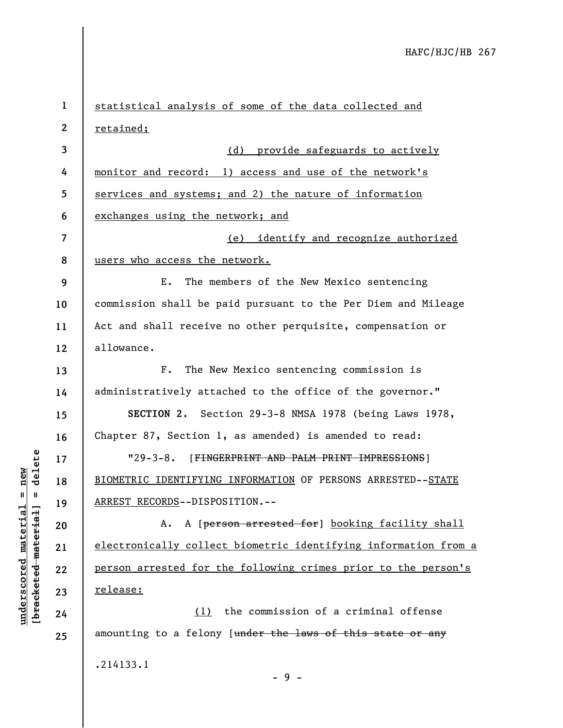statistical analysis of some of the data collected and retained;

(d) provide safeguards to actively monitor and record: 1) access and use of the network's services and systems; and 2) the nature of information exchanges using the network; and

(e) identify and recognize authorized users who access the network.

E. The members of the New Mexico sentencing commission shall be paid pursuant to the Per Diem and Mileage Act and shall receive no other perquisite, compensation or allowance.

F. The New Mexico sentencing commission is administratively attached to the office of the governor."

**SECTION 2.** Section 29-3-8 NMSA 1978 (being Laws 1978, Chapter 87, Section 1, as amended) is amended to read:

"29-3-8. [~~FINGERPRINT AND PALM PRINT IMPRESSIONS~~] <u>BIOMETRIC IDENTIFYING INFORMATION</u> OF PERSONS ARRESTED--<u>STATE ARREST RECORDS</u>--DISPOSITION.--

A. A [~~person arrested for~~] <u>booking facility shall electronically collect biometric identifying information from a person arrested for the following crimes prior to the person's release:</u>

<u>(1)</u> the commission of a criminal offense amounting to a felony [~~under the laws of this state or any~~

.214133.1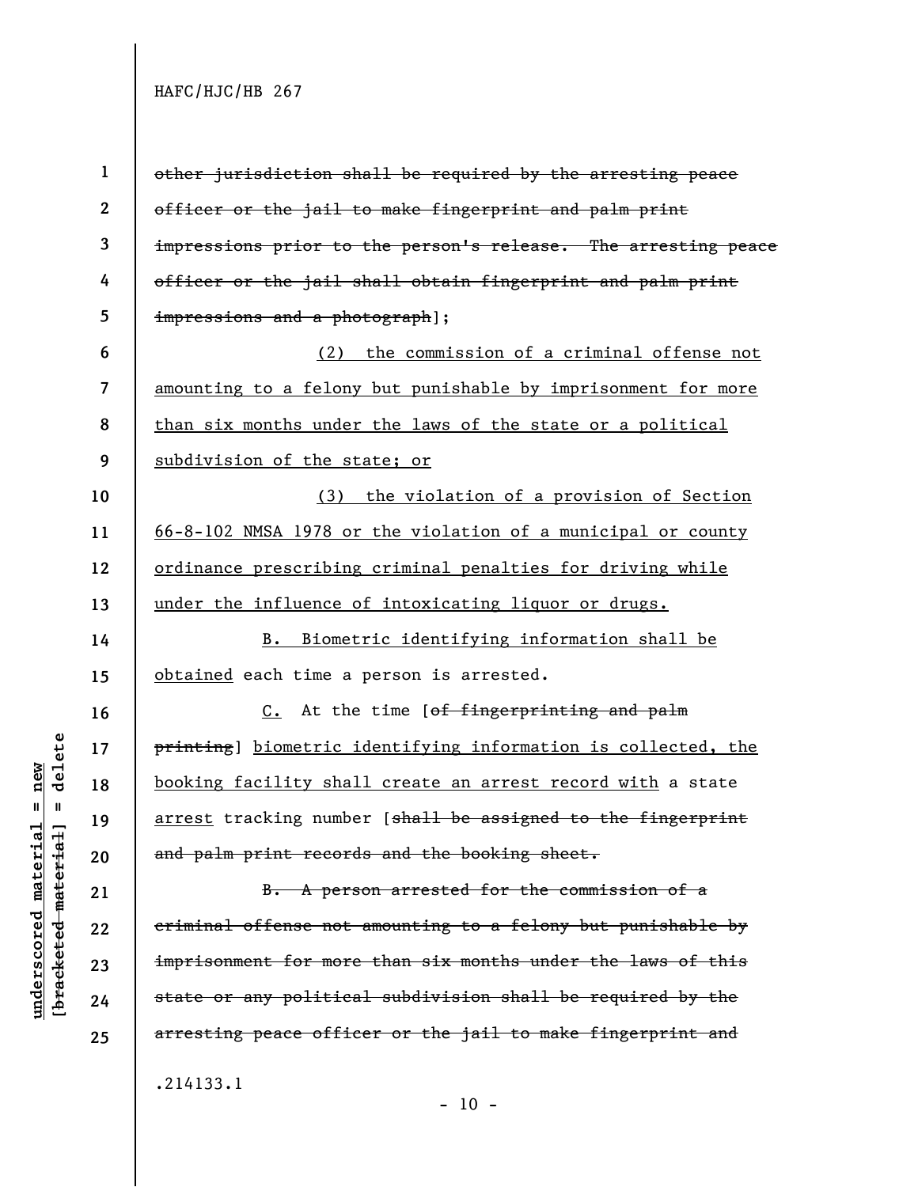~~other jurisdiction shall be required by the arresting peace officer or the jail to make fingerprint and palm print impressions prior to the person's release. The arresting peace officer or the jail shall obtain fingerprint and palm print impressions and a photograph~~];

<u>(2) the commission of a criminal offense not amounting to a felony but punishable by imprisonment for more than six months under the laws of the state or a political subdivision of the state; or</u>

<u>(3) the violation of a provision of Section 66-8-102 NMSA 1978 or the violation of a municipal or county ordinance prescribing criminal penalties for driving while under the influence of intoxicating liquor or drugs.</u>

<u>B. Biometric identifying information shall be obtained</u> each time a person is arrested.

<u>C.</u> At the time [~~of fingerprinting and palm printing~~] <u>biometric identifying information is collected, the booking facility shall create an arrest record with</u> a state <u>arrest</u> tracking number [~~shall be assigned to the fingerprint and palm print records and the booking sheet.~~

~~B. A person arrested for the commission of a criminal offense not amounting to a felony but punishable by imprisonment for more than six months under the laws of this state or any political subdivision shall be required by the arresting peace officer or the jail to make fingerprint and~~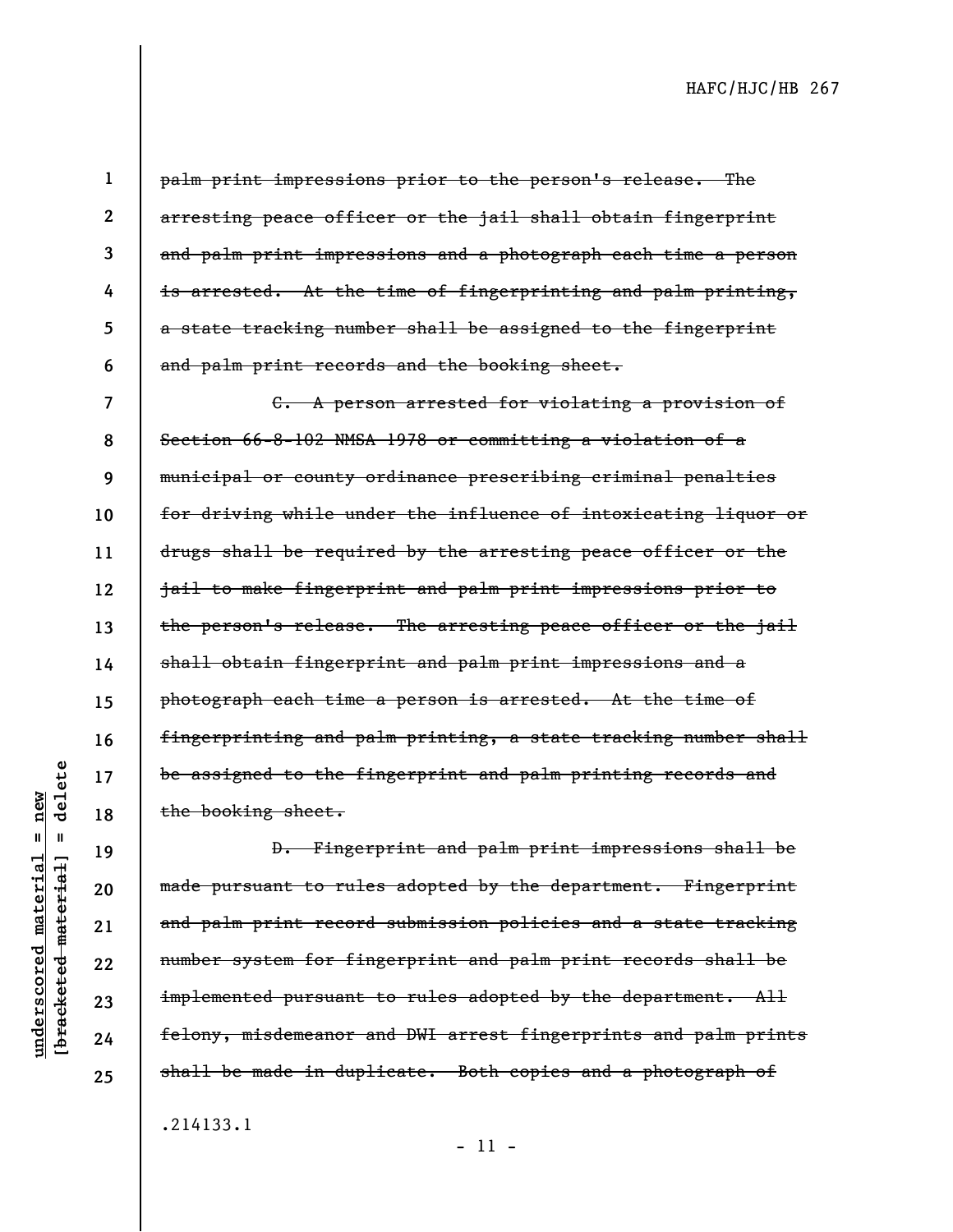~~palm print impressions prior to the person's release. The arresting peace officer or the jail shall obtain fingerprint and palm print impressions and a photograph each time a person is arrested. At the time of fingerprinting and palm printing, a state tracking number shall be assigned to the fingerprint and palm print records and the booking sheet.~~

~~C. A person arrested for violating a provision of Section 66-8-102 NMSA 1978 or committing a violation of a municipal or county ordinance prescribing criminal penalties for driving while under the influence of intoxicating liquor or drugs shall be required by the arresting peace officer or the jail to make fingerprint and palm print impressions prior to the person's release. The arresting peace officer or the jail shall obtain fingerprint and palm print impressions and a photograph each time a person is arrested. At the time of fingerprinting and palm printing, a state tracking number shall be assigned to the fingerprint and palm printing records and the booking sheet.~~

~~D. Fingerprint and palm print impressions shall be made pursuant to rules adopted by the department. Fingerprint and palm print record submission policies and a state tracking number system for fingerprint and palm print records shall be implemented pursuant to rules adopted by the department. All felony, misdemeanor and DWI arrest fingerprints and palm prints shall be made in duplicate. Both copies and a photograph of~~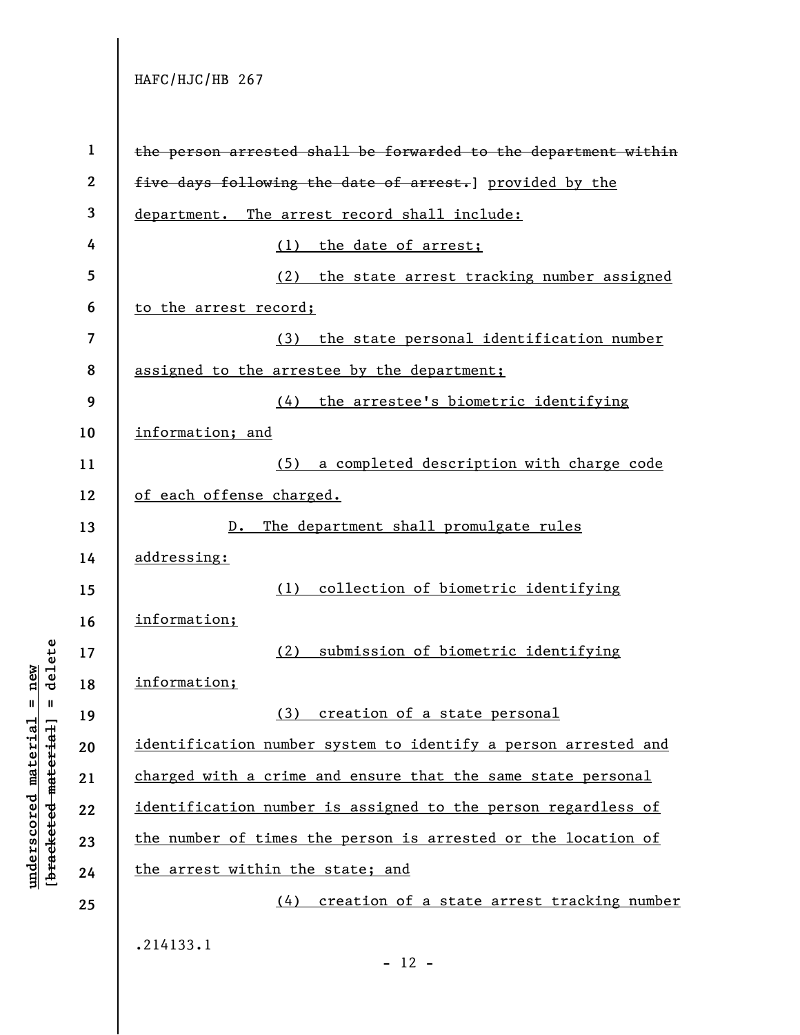~~the person arrested shall be forwarded to the department within five days following the date of arrest.~~] provided by the department. The arrest record shall include:

(1) the date of arrest;

(2) the state arrest tracking number assigned to the arrest record;

(3) the state personal identification number assigned to the arrestee by the department;

(4) the arrestee's biometric identifying information; and

(5) a completed description with charge code of each offense charged.

D. The department shall promulgate rules addressing:

(1) collection of biometric identifying information;

(2) submission of biometric identifying information;

(3) creation of a state personal identification number system to identify a person arrested and charged with a crime and ensure that the same state personal identification number is assigned to the person regardless of the number of times the person is arrested or the location of the arrest within the state; and

(4) creation of a state arrest tracking number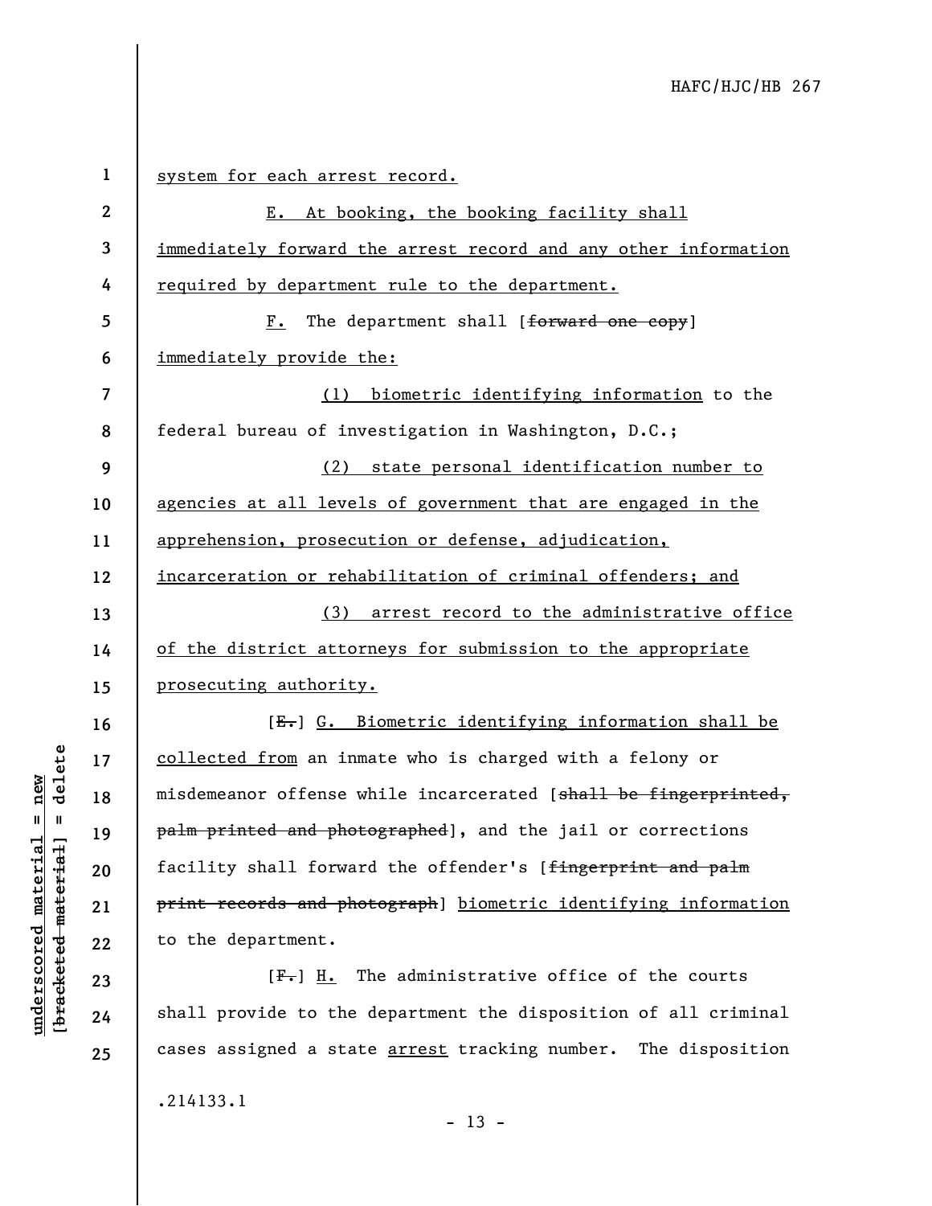system for each arrest record.

E. At booking, the booking facility shall immediately forward the arrest record and any other information required by department rule to the department.

F. The department shall [~~forward one copy~~] immediately provide the:

(1) biometric identifying information to the federal bureau of investigation in Washington, D.C.;

(2) state personal identification number to agencies at all levels of government that are engaged in the apprehension, prosecution or defense, adjudication, incarceration or rehabilitation of criminal offenders; and

(3) arrest record to the administrative office of the district attorneys for submission to the appropriate prosecuting authority.

[~~E.~~] G. Biometric identifying information shall be collected from an inmate who is charged with a felony or misdemeanor offense while incarcerated [~~shall be fingerprinted, palm printed and photographed~~], and the jail or corrections facility shall forward the offender's [~~fingerprint and palm print records and photograph~~] biometric identifying information to the department.

[~~F.~~] H. The administrative office of the courts shall provide to the department the disposition of all criminal cases assigned a state arrest tracking number. The disposition

.214133.1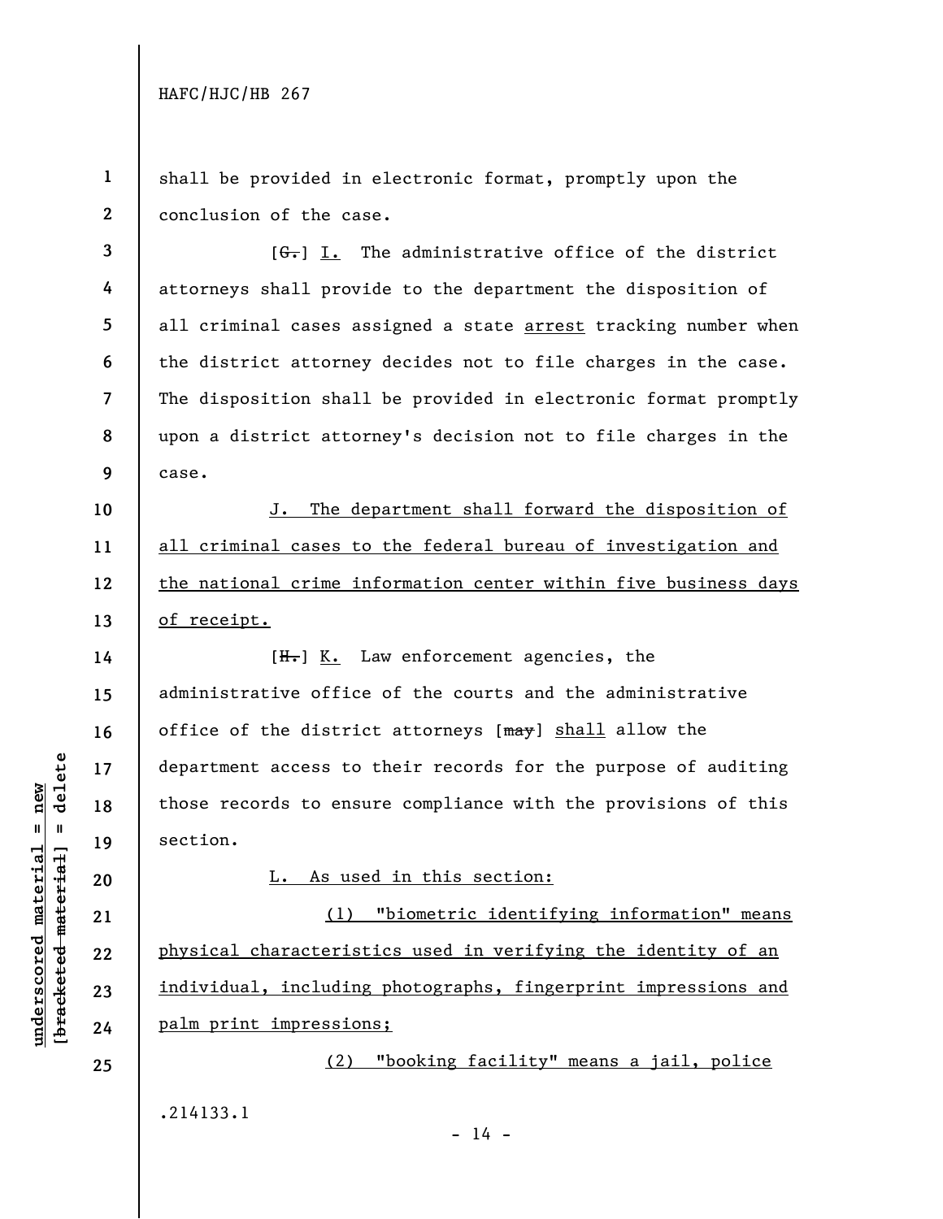shall be provided in electronic format, promptly upon the conclusion of the case.

[~~G.~~] I. The administrative office of the district attorneys shall provide to the department the disposition of all criminal cases assigned a state arrest tracking number when the district attorney decides not to file charges in the case. The disposition shall be provided in electronic format promptly upon a district attorney's decision not to file charges in the case.

J. The department shall forward the disposition of all criminal cases to the federal bureau of investigation and the national crime information center within five business days of receipt.

[~~H.~~] K. Law enforcement agencies, the administrative office of the courts and the administrative office of the district attorneys [~~may~~] shall allow the department access to their records for the purpose of auditing those records to ensure compliance with the provisions of this section.

L. As used in this section:

(1) "biometric identifying information" means physical characteristics used in verifying the identity of an individual, including photographs, fingerprint impressions and palm print impressions;

(2) "booking facility" means a jail, police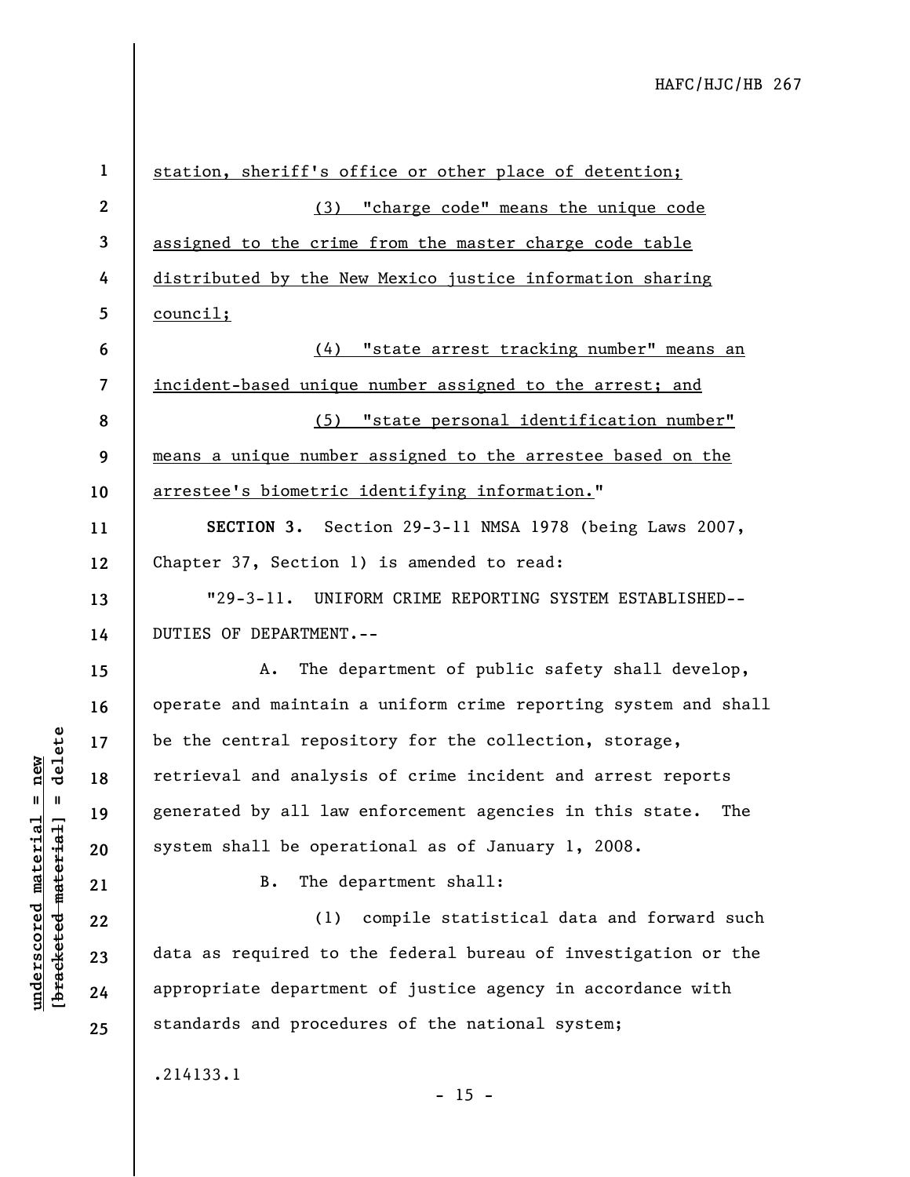station, sheriff's office or other place of detention;

(3) "charge code" means the unique code assigned to the crime from the master charge code table distributed by the New Mexico justice information sharing council;

(4) "state arrest tracking number" means an incident-based unique number assigned to the arrest; and

(5) "state personal identification number" means a unique number assigned to the arrestee based on the arrestee's biometric identifying information."

**SECTION 3.** Section 29-3-11 NMSA 1978 (being Laws 2007, Chapter 37, Section 1) is amended to read:

"29-3-11. UNIFORM CRIME REPORTING SYSTEM ESTABLISHED--DUTIES OF DEPARTMENT.--

A. The department of public safety shall develop, operate and maintain a uniform crime reporting system and shall be the central repository for the collection, storage, retrieval and analysis of crime incident and arrest reports generated by all law enforcement agencies in this state. The system shall be operational as of January 1, 2008.

B. The department shall:

(1) compile statistical data and forward such data as required to the federal bureau of investigation or the appropriate department of justice agency in accordance with standards and procedures of the national system;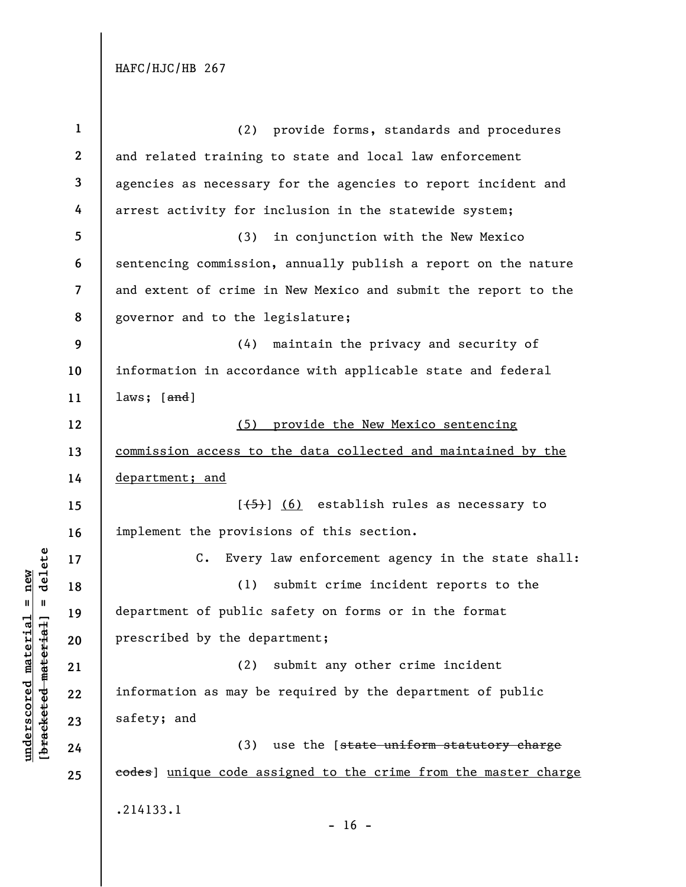(2) provide forms, standards and procedures and related training to state and local law enforcement agencies as necessary for the agencies to report incident and arrest activity for inclusion in the statewide system;

(3) in conjunction with the New Mexico sentencing commission, annually publish a report on the nature and extent of crime in New Mexico and submit the report to the governor and to the legislature;

(4) maintain the privacy and security of information in accordance with applicable state and federal laws; [~~and~~]

<u>(5) provide the New Mexico sentencing commission access to the data collected and maintained by the department; and</u>

[~~(5)~~] <u>(6)</u> establish rules as necessary to implement the provisions of this section.

C. Every law enforcement agency in the state shall:

(1) submit crime incident reports to the department of public safety on forms or in the format prescribed by the department;

(2) submit any other crime incident information as may be required by the department of public safety; and

(3) use the [~~state uniform statutory charge codes~~] <u>unique code assigned to the crime from the master charge</u>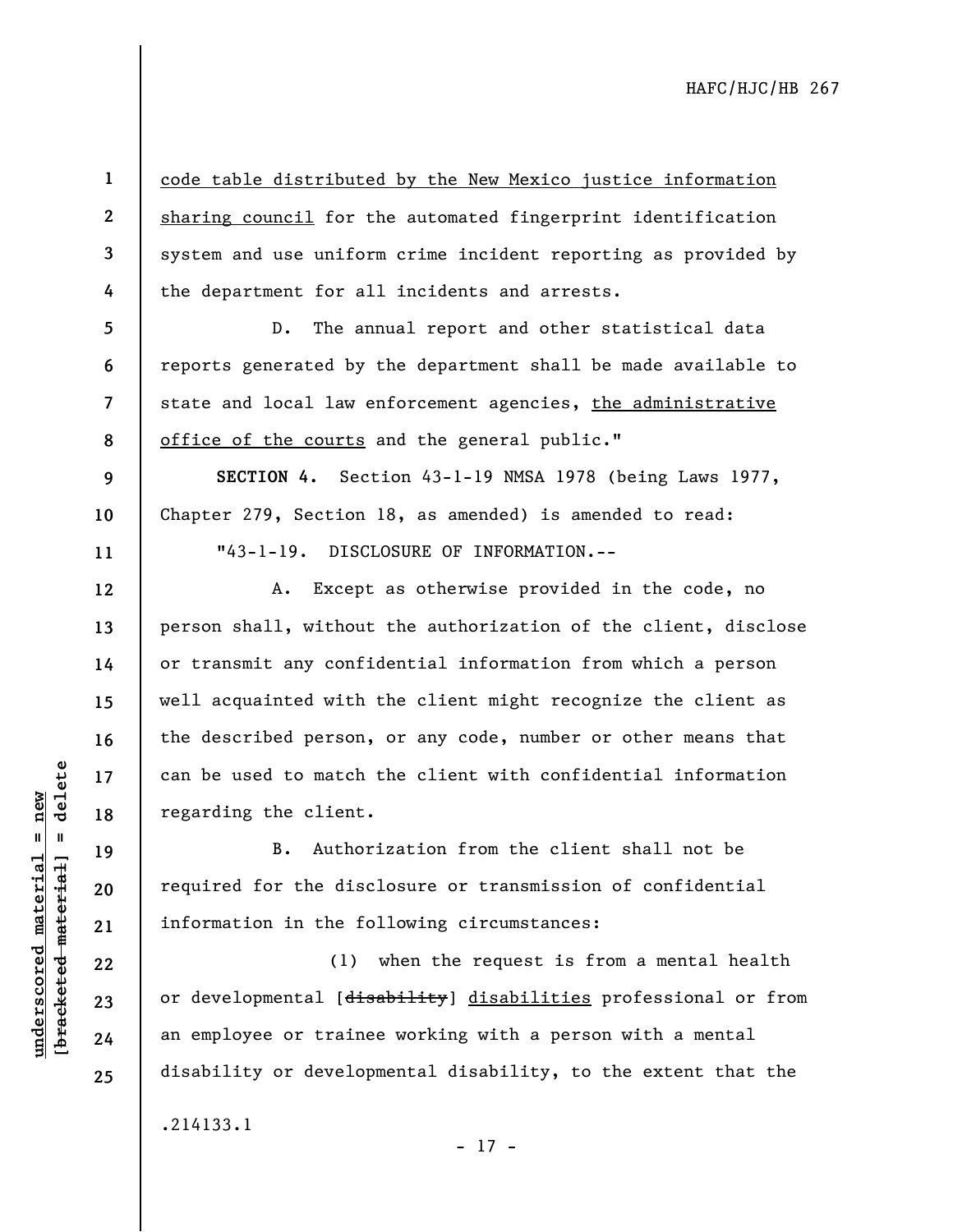code table distributed by the New Mexico justice information sharing council for the automated fingerprint identification system and use uniform crime incident reporting as provided by the department for all incidents and arrests.

D. The annual report and other statistical data reports generated by the department shall be made available to state and local law enforcement agencies, the administrative office of the courts and the general public."

**SECTION 4.** Section 43-1-19 NMSA 1978 (being Laws 1977, Chapter 279, Section 18, as amended) is amended to read:

"43-1-19. DISCLOSURE OF INFORMATION.--

A. Except as otherwise provided in the code, no person shall, without the authorization of the client, disclose or transmit any confidential information from which a person well acquainted with the client might recognize the client as the described person, or any code, number or other means that can be used to match the client with confidential information regarding the client.

B. Authorization from the client shall not be required for the disclosure or transmission of confidential information in the following circumstances:

(1) when the request is from a mental health or developmental [~~disability~~] disabilities professional or from an employee or trainee working with a person with a mental disability or developmental disability, to the extent that the

.214133.1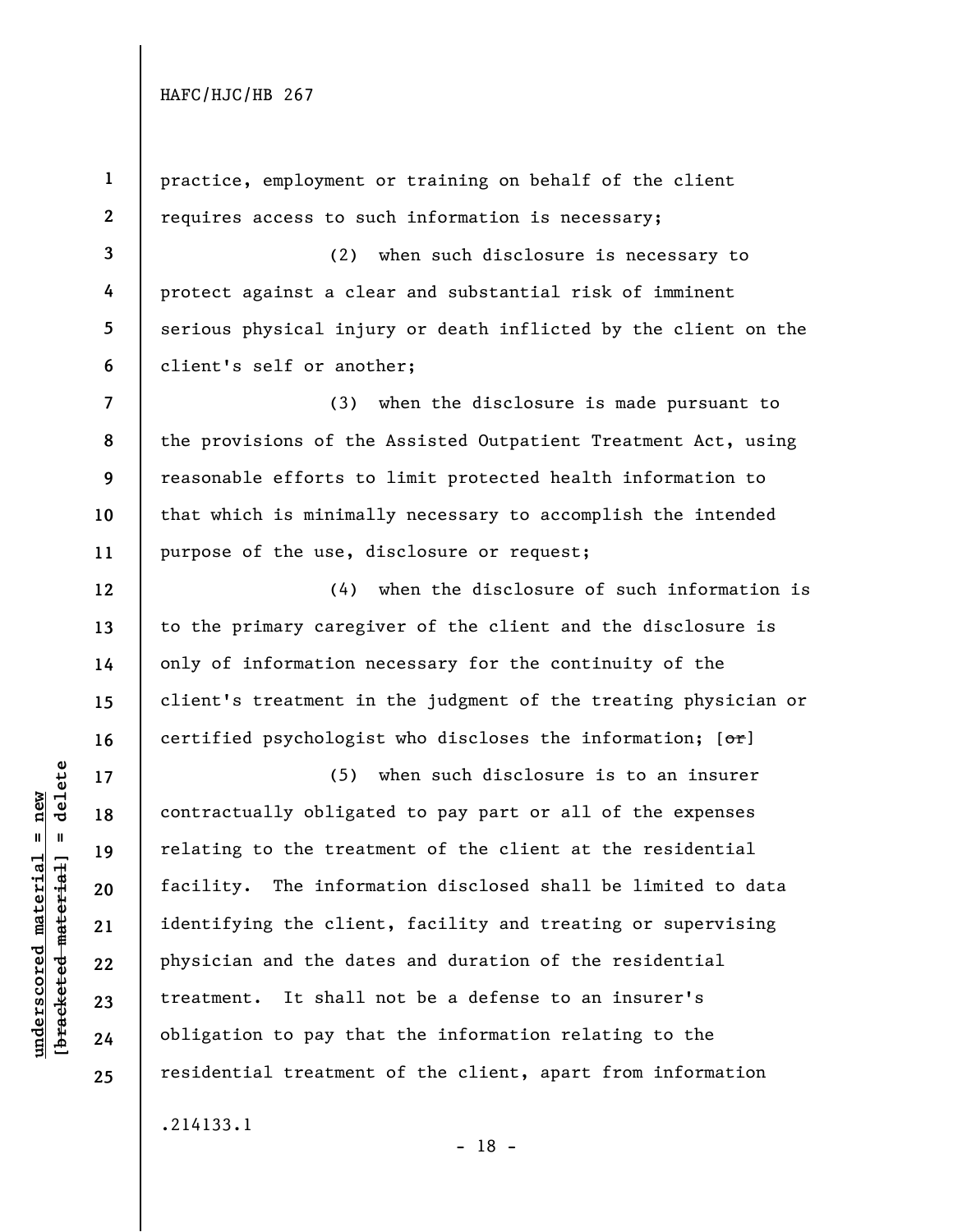practice, employment or training on behalf of the client requires access to such information is necessary;

(2) when such disclosure is necessary to protect against a clear and substantial risk of imminent serious physical injury or death inflicted by the client on the client's self or another;

(3) when the disclosure is made pursuant to the provisions of the Assisted Outpatient Treatment Act, using reasonable efforts to limit protected health information to that which is minimally necessary to accomplish the intended purpose of the use, disclosure or request;

(4) when the disclosure of such information is to the primary caregiver of the client and the disclosure is only of information necessary for the continuity of the client's treatment in the judgment of the treating physician or certified psychologist who discloses the information; [~~or~~]

(5) when such disclosure is to an insurer contractually obligated to pay part or all of the expenses relating to the treatment of the client at the residential facility. The information disclosed shall be limited to data identifying the client, facility and treating or supervising physician and the dates and duration of the residential treatment. It shall not be a defense to an insurer's obligation to pay that the information relating to the residential treatment of the client, apart from information

.214133.1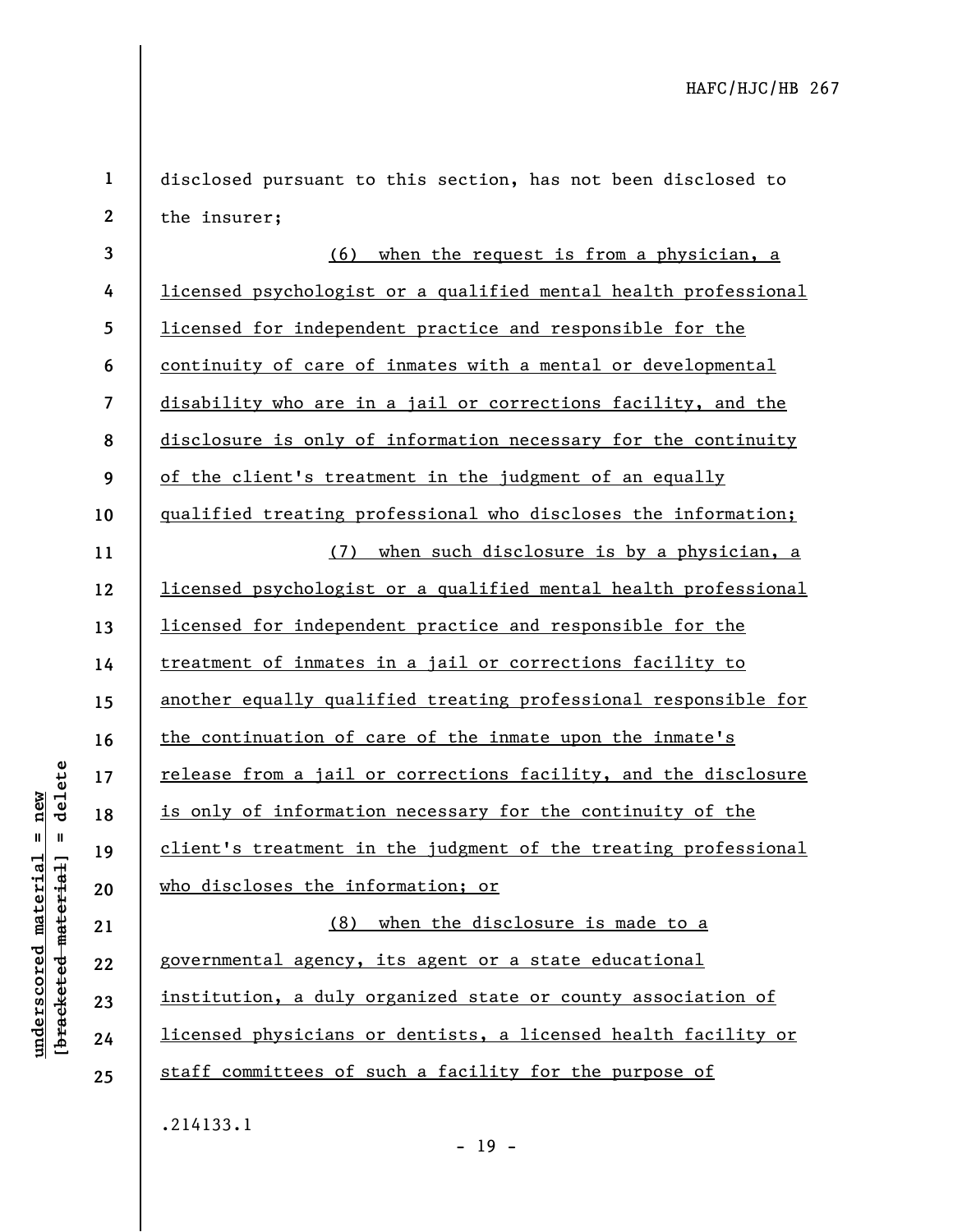disclosed pursuant to this section, has not been disclosed to the insurer;

<u>(6) when the request is from a physician, a licensed psychologist or a qualified mental health professional licensed for independent practice and responsible for the continuity of care of inmates with a mental or developmental disability who are in a jail or corrections facility, and the disclosure is only of information necessary for the continuity of the client's treatment in the judgment of an equally qualified treating professional who discloses the information;</u>

<u>(7) when such disclosure is by a physician, a licensed psychologist or a qualified mental health professional licensed for independent practice and responsible for the treatment of inmates in a jail or corrections facility to another equally qualified treating professional responsible for the continuation of care of the inmate upon the inmate's release from a jail or corrections facility, and the disclosure is only of information necessary for the continuity of the client's treatment in the judgment of the treating professional who discloses the information; or</u>

<u>(8) when the disclosure is made to a governmental agency, its agent or a state educational institution, a duly organized state or county association of licensed physicians or dentists, a licensed health facility or staff committees of such a facility for the purpose of</u>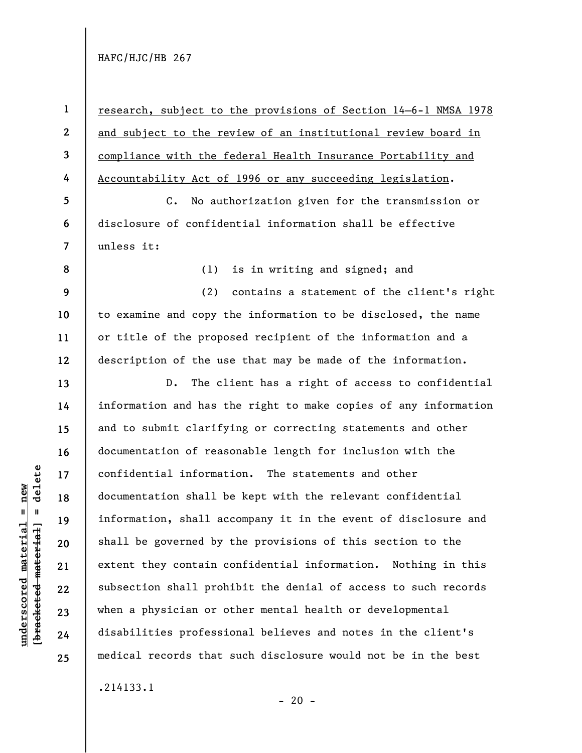research, subject to the provisions of Section 14-6-1 NMSA 1978 and subject to the review of an institutional review board in compliance with the federal Health Insurance Portability and Accountability Act of 1996 or any succeeding legislation.

C. No authorization given for the transmission or disclosure of confidential information shall be effective unless it:

(1) is in writing and signed; and

(2) contains a statement of the client's right to examine and copy the information to be disclosed, the name or title of the proposed recipient of the information and a description of the use that may be made of the information.

D. The client has a right of access to confidential information and has the right to make copies of any information and to submit clarifying or correcting statements and other documentation of reasonable length for inclusion with the confidential information. The statements and other documentation shall be kept with the relevant confidential information, shall accompany it in the event of disclosure and shall be governed by the provisions of this section to the extent they contain confidential information. Nothing in this subsection shall prohibit the denial of access to such records when a physician or other mental health or developmental disabilities professional believes and notes in the client's medical records that such disclosure would not be in the best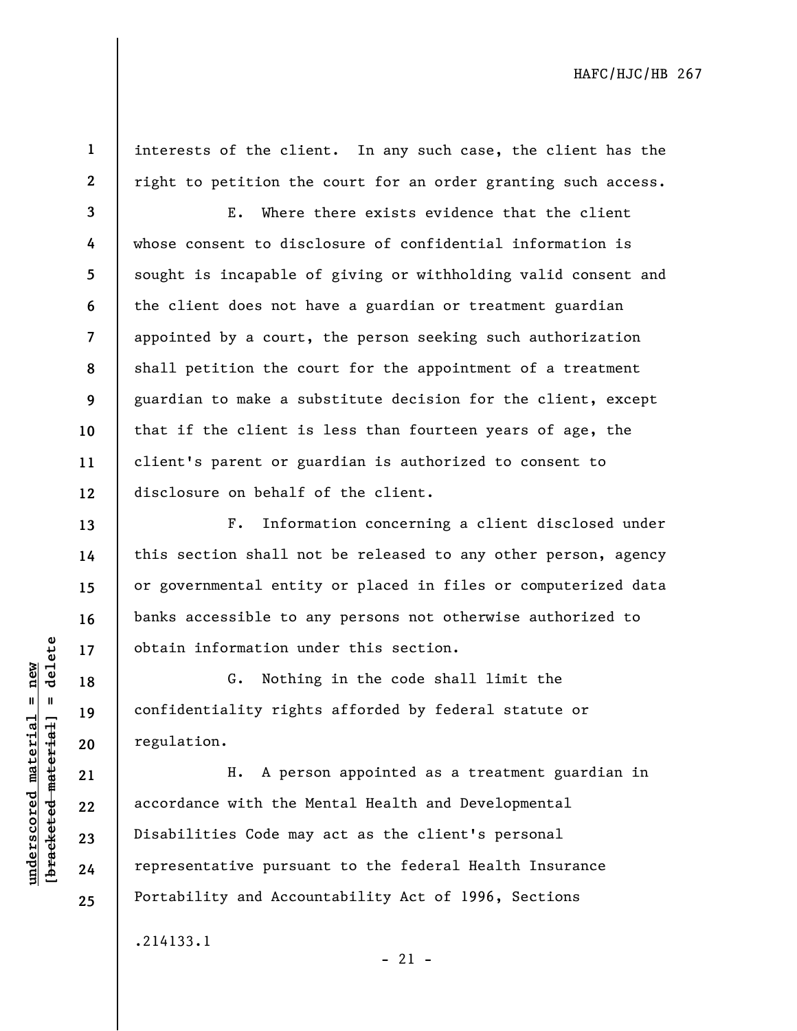interests of the client. In any such case, the client has the right to petition the court for an order granting such access.

E. Where there exists evidence that the client whose consent to disclosure of confidential information is sought is incapable of giving or withholding valid consent and the client does not have a guardian or treatment guardian appointed by a court, the person seeking such authorization shall petition the court for the appointment of a treatment guardian to make a substitute decision for the client, except that if the client is less than fourteen years of age, the client's parent or guardian is authorized to consent to disclosure on behalf of the client.

F. Information concerning a client disclosed under this section shall not be released to any other person, agency or governmental entity or placed in files or computerized data banks accessible to any persons not otherwise authorized to obtain information under this section.

G. Nothing in the code shall limit the confidentiality rights afforded by federal statute or regulation.

H. A person appointed as a treatment guardian in accordance with the Mental Health and Developmental Disabilities Code may act as the client's personal representative pursuant to the federal Health Insurance Portability and Accountability Act of 1996, Sections

.214133.1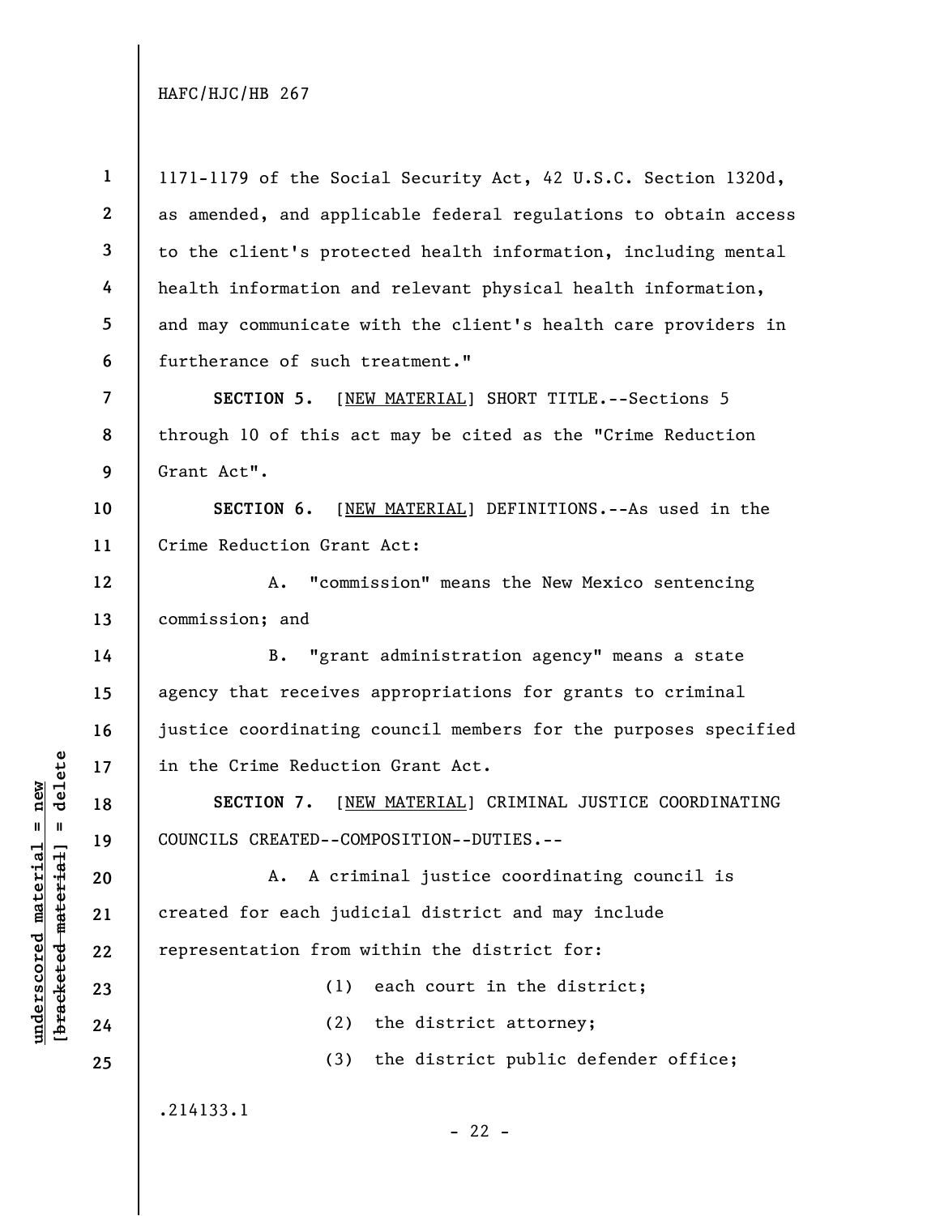1171-1179 of the Social Security Act, 42 U.S.C. Section 1320d, as amended, and applicable federal regulations to obtain access to the client's protected health information, including mental health information and relevant physical health information, and may communicate with the client's health care providers in furtherance of such treatment."

**SECTION 5.** [NEW MATERIAL] SHORT TITLE.--Sections 5 through 10 of this act may be cited as the "Crime Reduction Grant Act".

**SECTION 6.** [NEW MATERIAL] DEFINITIONS.--As used in the Crime Reduction Grant Act:

A. "commission" means the New Mexico sentencing commission; and

B. "grant administration agency" means a state agency that receives appropriations for grants to criminal justice coordinating council members for the purposes specified in the Crime Reduction Grant Act.

**SECTION 7.** [NEW MATERIAL] CRIMINAL JUSTICE COORDINATING COUNCILS CREATED--COMPOSITION--DUTIES.--

A. A criminal justice coordinating council is created for each judicial district and may include representation from within the district for:

(1) each court in the district;

(2) the district attorney;

(3) the district public defender office;

.214133.1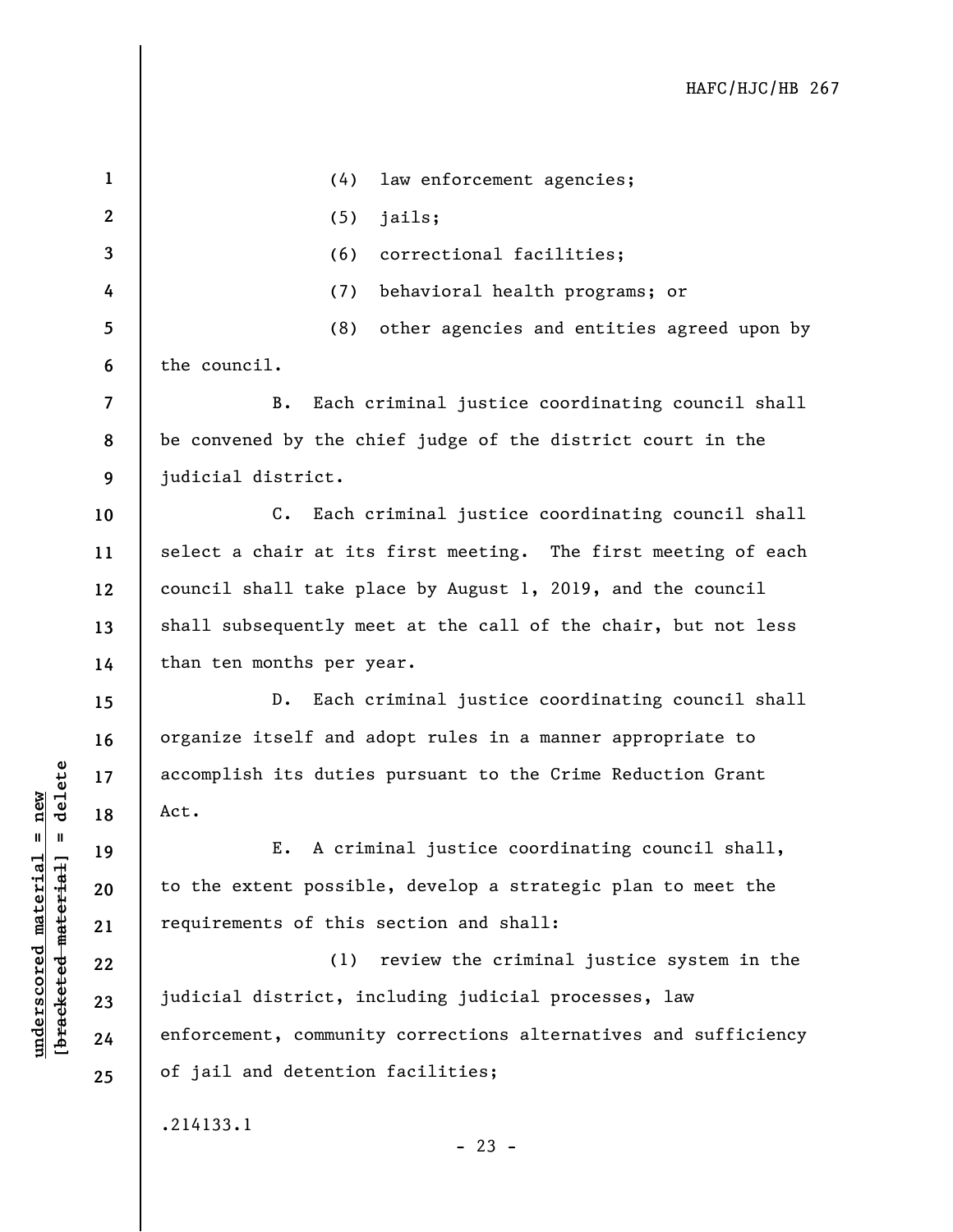(4) law enforcement agencies;

(5) jails;

(6) correctional facilities;

(7) behavioral health programs; or

(8) other agencies and entities agreed upon by the council.

B. Each criminal justice coordinating council shall be convened by the chief judge of the district court in the judicial district.

C. Each criminal justice coordinating council shall select a chair at its first meeting. The first meeting of each council shall take place by August 1, 2019, and the council shall subsequently meet at the call of the chair, but not less than ten months per year.

D. Each criminal justice coordinating council shall organize itself and adopt rules in a manner appropriate to accomplish its duties pursuant to the Crime Reduction Grant Act.

E. A criminal justice coordinating council shall, to the extent possible, develop a strategic plan to meet the requirements of this section and shall:

(1) review the criminal justice system in the judicial district, including judicial processes, law enforcement, community corrections alternatives and sufficiency of jail and detention facilities;

.214133.1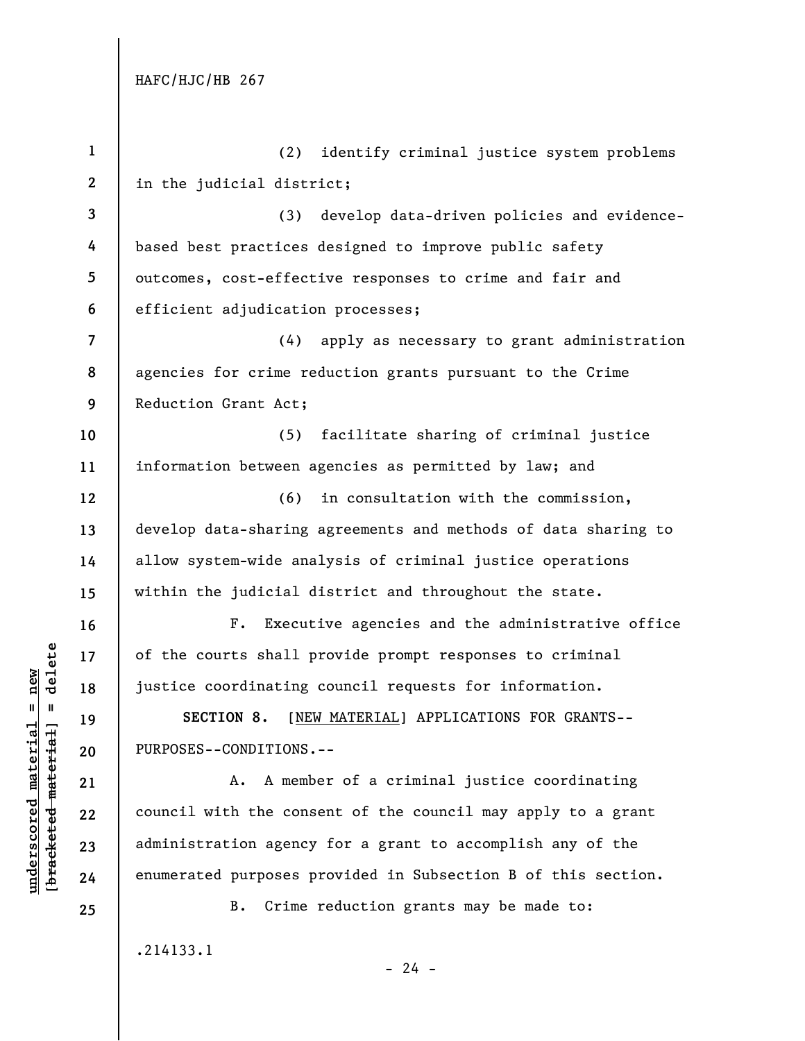(2) identify criminal justice system problems in the judicial district;

(3) develop data-driven policies and evidence-based best practices designed to improve public safety outcomes, cost-effective responses to crime and fair and efficient adjudication processes;

(4) apply as necessary to grant administration agencies for crime reduction grants pursuant to the Crime Reduction Grant Act;

(5) facilitate sharing of criminal justice information between agencies as permitted by law; and

(6) in consultation with the commission, develop data-sharing agreements and methods of data sharing to allow system-wide analysis of criminal justice operations within the judicial district and throughout the state.

F. Executive agencies and the administrative office of the courts shall provide prompt responses to criminal justice coordinating council requests for information.

**SECTION 8.** [NEW MATERIAL] APPLICATIONS FOR GRANTS--PURPOSES--CONDITIONS.--

A. A member of a criminal justice coordinating council with the consent of the council may apply to a grant administration agency for a grant to accomplish any of the enumerated purposes provided in Subsection B of this section.

B. Crime reduction grants may be made to:

.214133.1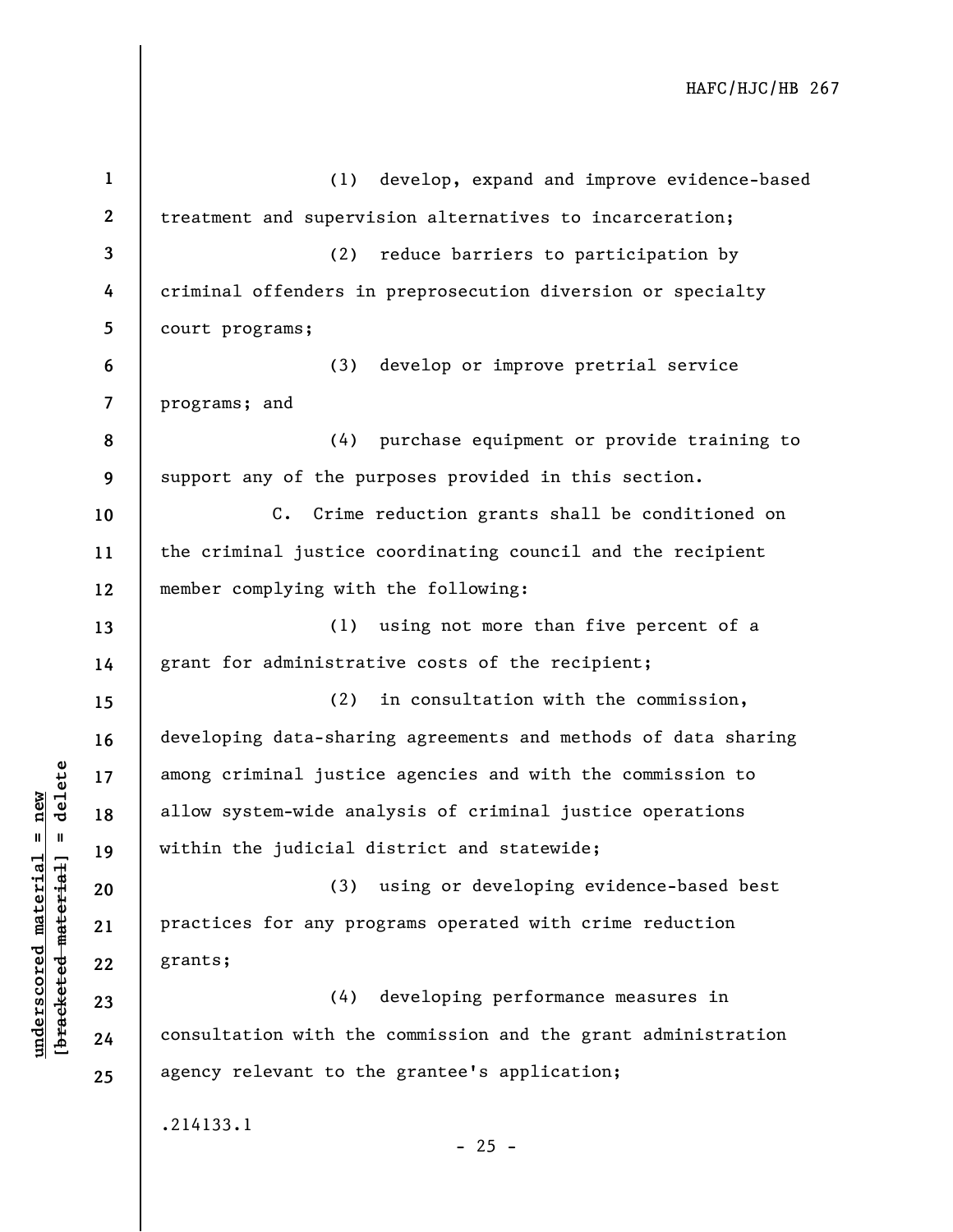(1) develop, expand and improve evidence-based treatment and supervision alternatives to incarceration;

(2) reduce barriers to participation by criminal offenders in preprosecution diversion or specialty court programs;

(3) develop or improve pretrial service programs; and

(4) purchase equipment or provide training to support any of the purposes provided in this section.

C. Crime reduction grants shall be conditioned on the criminal justice coordinating council and the recipient member complying with the following:

(1) using not more than five percent of a grant for administrative costs of the recipient;

(2) in consultation with the commission, developing data-sharing agreements and methods of data sharing among criminal justice agencies and with the commission to allow system-wide analysis of criminal justice operations within the judicial district and statewide;

(3) using or developing evidence-based best practices for any programs operated with crime reduction grants;

(4) developing performance measures in consultation with the commission and the grant administration agency relevant to the grantee's application;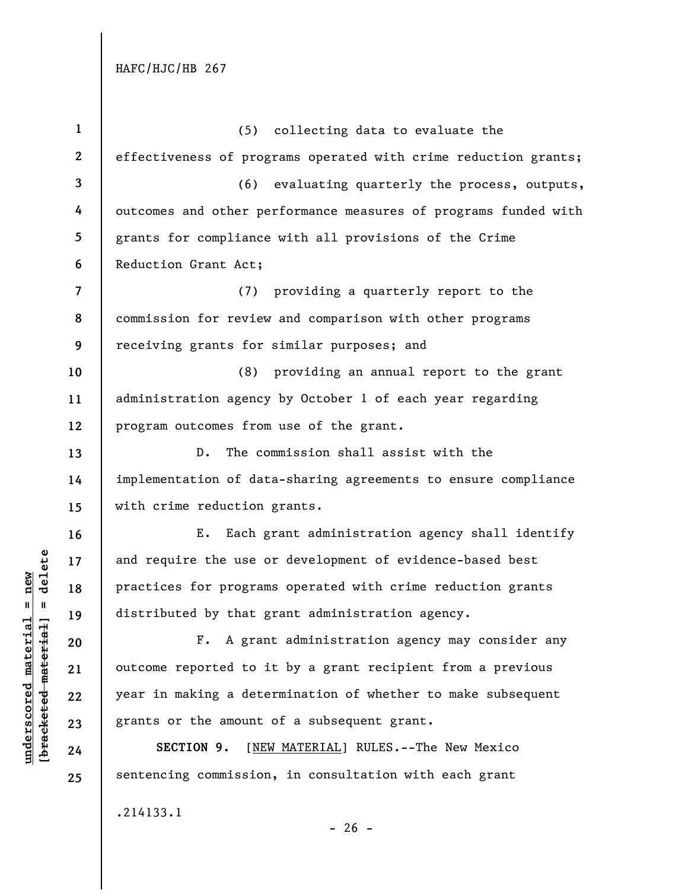(5) collecting data to evaluate the effectiveness of programs operated with crime reduction grants;

(6) evaluating quarterly the process, outputs, outcomes and other performance measures of programs funded with grants for compliance with all provisions of the Crime Reduction Grant Act;

(7) providing a quarterly report to the commission for review and comparison with other programs receiving grants for similar purposes; and

(8) providing an annual report to the grant administration agency by October 1 of each year regarding program outcomes from use of the grant.

D. The commission shall assist with the implementation of data-sharing agreements to ensure compliance with crime reduction grants.

E. Each grant administration agency shall identify and require the use or development of evidence-based best practices for programs operated with crime reduction grants distributed by that grant administration agency.

F. A grant administration agency may consider any outcome reported to it by a grant recipient from a previous year in making a determination of whether to make subsequent grants or the amount of a subsequent grant.

**SECTION 9.** [NEW MATERIAL] RULES.--The New Mexico sentencing commission, in consultation with each grant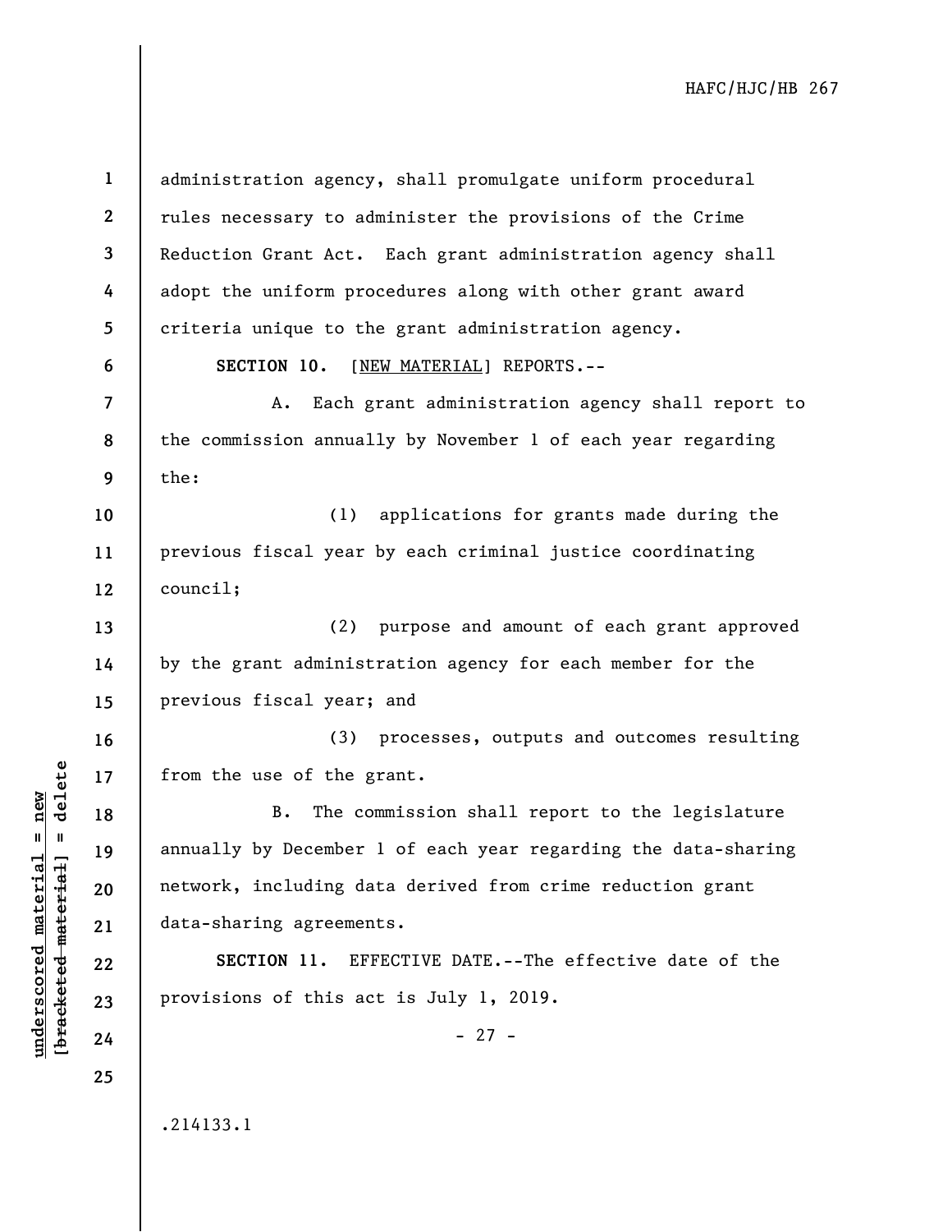administration agency, shall promulgate uniform procedural rules necessary to administer the provisions of the Crime Reduction Grant Act. Each grant administration agency shall adopt the uniform procedures along with other grant award criteria unique to the grant administration agency.

**SECTION 10.** [NEW MATERIAL] REPORTS.--

A. Each grant administration agency shall report to the commission annually by November 1 of each year regarding the:

(1) applications for grants made during the previous fiscal year by each criminal justice coordinating council;

(2) purpose and amount of each grant approved by the grant administration agency for each member for the previous fiscal year; and

(3) processes, outputs and outcomes resulting from the use of the grant.

B. The commission shall report to the legislature annually by December 1 of each year regarding the data-sharing network, including data derived from crime reduction grant data-sharing agreements.

**SECTION 11.** EFFECTIVE DATE.--The effective date of the provisions of this act is July 1, 2019.

.214133.1